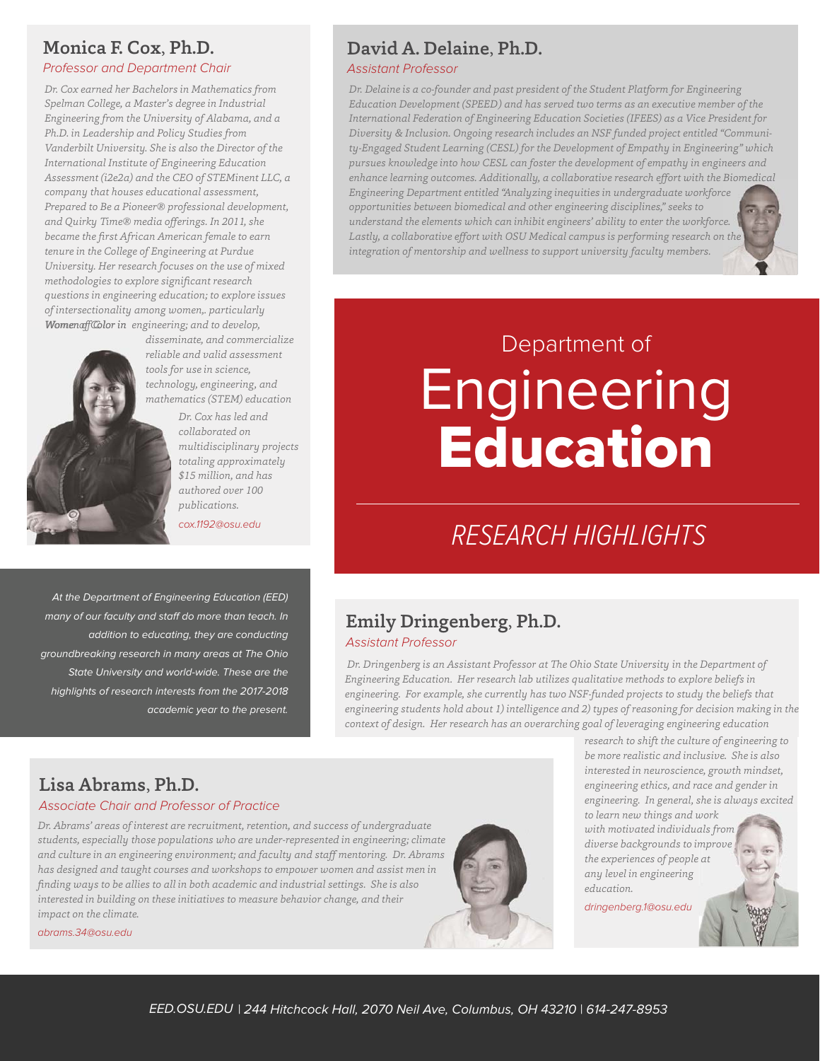# Department of Engineering Education

## RESEARCH HIGHLIGHTS

At the Department of Engineering Education (EED) many of our faculty and staff do more than teach. In addition to educating, they are conducting groundbreaking research in many areas at The Ohio State University and world-wide. These are the highlights of research interests from the 2017-2018 academic year to the present.

## Monica F. Cox, Ph.D.

*Professor and Department Chair*

*Dr. Cox earned her Bachelors in Mathematics from Spelman College, a Master's degree in Industrial Engineering from the University of Alabama, and a Ph.D. in Leadership and Policy Studies from Vanderbilt University. She is also the Director of the International Institute of Engineering Education Assessment (i2e2a) and the CEO of STEMinent LLC, a company that houses educational assessment, Prepared to Be a Pioneer® professional development, and Quirky Time® media offerings. In 2011, she became the first African American female to earn tenure in the College of Engineering at Purdue University. Her research focuses on the use of mixed methodologies to explore significant research questions in engineering education; to explore issues of intersectionality among women,. particularly Women of Color in engineering; and to develop, disseminate, and commercialize reliable and valid assessment tools for use in science, technology, engineering, and mathematics (STEM) education*

*Dr. Cox has led and collaborated on multidisciplinary projects totaling approximately $15 million, and has authored over 100 publications.*

cox.1192@osu.edu

## David A. Delaine, Ph.D.

*Assistant Professor*

*Dr. Delaine is a co-founder and past president of the Student Platform for Engineering Education Development (SPEED) and has served two terms as an executive member of the International Federation of Engineering Education Societies (IFEES) as a Vice President for Diversity & Inclusion. Ongoing research includes an NSF funded project entitled "Community-Engaged Student Learning (CESL) for the Development of Empathy in Engineering" which pursues knowledge into how CESL can foster the development of empathy in engineers and enhance learning outcomes. Additionally, a collaborative research effort with the Biomedical Engineering Department entitled "Analyzing inequities in undergraduate workforce opportunities between biomedical and other engineering disciplines," seeks to understand the elements which can inhibit engineers' ability to enter the workforce. Lastly, a collaborative effort with OSU Medical campus is performing research on the integration of mentorship and wellness to support university faculty members.*

## Emily Dringenberg, Ph.D.

*Assistant Professor*

*Dr. Dringenberg is an Assistant Professor at The Ohio State University in the Department of Engineering Education. Her research lab utilizes qualitative methods to explore beliefs in engineering. For example, she currently has two NSF-funded projects to study the beliefs that engineering students hold about 1) intelligence and 2) types of reasoning for decision making in the context of design. Her research has an overarching goal of leveraging engineering education research to shift the culture of engineering to be more realistic and inclusive. She is also interested in neuroscience, growth mindset, engineering ethics, and race and gender in engineering. In general, she is always excited to learn new things and work with motivated individuals from diverse backgrounds to improve the experiences of people at any level in engineering education.*

dringenberg.1@osu.edu

## Lisa Abrams, Ph.D.

*Associate Chair and Professor of Practice*

*Dr. Abrams' areas of interest are recruitment, retention, and success of undergraduate students, especially those populations who are under-represented in engineering; climate and culture in an engineering environment; and faculty and staff mentoring. Dr. Abrams has designed and taught courses and workshops to empower women and assist men in finding ways to be allies to all in both academic and industrial settings. She is also interested in building on these initiatives to measure behavior change, and their impact on the climate.*

abrams.34@osu.edu

EED.OSU.EDU | 244 Hitchcock Hall, 2070 Neil Ave, Columbus, OH 43210 | 614-247-8953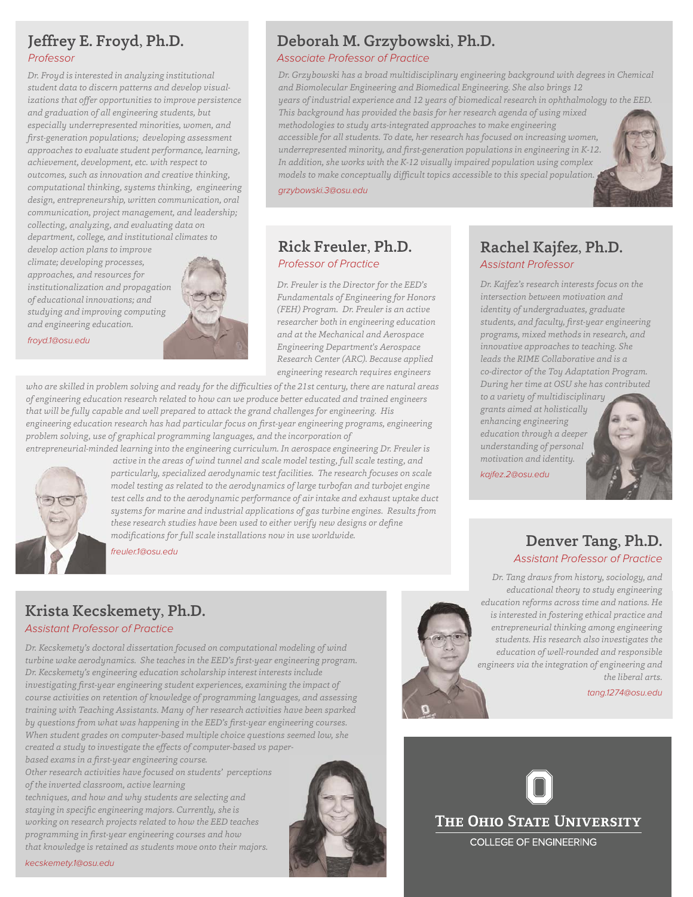## Jeffrey E. Froyd, Ph.D.

*Professor*

*Dr. Froyd is interested in analyzing institutional student data to discern patterns and develop visualizations that offer opportunities to improve persistence and graduation of all engineering students, but especially underrepresented minorities, women, and first-generation populations; developing assessment approaches to evaluate student performance, learning, achievement, development, etc. with respect to outcomes, such as innovation and creative thinking, computational thinking, systems thinking, engineering design, entrepreneurship, written communication, oral communication, project management, and leadership; collecting, analyzing, and evaluating data on department, college, and institutional climates to develop action plans to improve climate; developing processes, approaches, and resources for institutionalization and propagation of educational innovations; and studying and improving computing and engineering education.*

froyd.1@osu.edu

## Deborah M. Grzybowski, Ph.D.

*Associate Professor of Practice*

*Dr. Grzybowski has a broad multidisciplinary engineering background with degrees in Chemical and Biomolecular Engineering and Biomedical Engineering. She also brings 12 years of industrial experience and 12 years of biomedical research in ophthalmology to the EED. This background has provided the basis for her research agenda of using mixed methodologies to study arts-integrated approaches to make engineering accessible for all students. To date, her research has focused on increasing women, underrepresented minority, and first-generation populations in engineering in K-12. In addition, she works with the K-12 visually impaired population using complex models to make conceptually difficult topics accessible to this special population.*

grzybowski.3@osu.edu

## Rick Freuler, Ph.D.

*Professor of Practice*

*Dr. Freuler is the Director for the EED's Fundamentals of Engineering for Honors (FEH) Program. Dr. Freuler is an active researcher both in engineering education and at the Mechanical and Aerospace Engineering Department's Aerospace Research Center (ARC). Because applied engineering research requires engineers who are skilled in problem solving and ready for the difficulties of the 21st century, there are natural areas of engineering education research related to how can we produce better educated and trained engineers that will be fully capable and well prepared to attack the grand challenges for engineering. His engineering education research has had particular focus on first-year engineering programs, engineering problem solving, use of graphical programming languages, and the incorporation of entrepreneurial-minded learning into the engineering curriculum. In aerospace engineering Dr. Freuler is active in the areas of wind tunnel and scale model testing, full scale testing, and particularly, specialized aerodynamic test facilities. The research focuses on scale model testing as related to the aerodynamics of large turbofan and turbojet engine test cells and to the aerodynamic performance of air intake and exhaust uptake duct systems for marine and industrial applications of gas turbine engines. Results from these research studies have been used to either verify new designs or define modifications for full scale installations now in use worldwide.*

freuler.1@osu.edu

## Rachel Kajfez, Ph.D.

*Assistant Professor*

*Dr. Kajfez's research interests focus on the intersection between motivation and identity of undergraduates, graduate students, and faculty, first-year engineering programs, mixed methods in research, and innovative approaches to teaching. She leads the RIME Collaborative and is a co-director of the Toy Adaptation Program. During her time at OSU she has contributed to a variety of multidisciplinary grants aimed at holistically enhancing engineering education through a deeper understanding of personal motivation and identity.*

kajfez.2@osu.edu

## Krista Kecskemety, Ph.D.

*Assistant Professor of Practice*

*Dr. Kecskemety's doctoral dissertation focused on computational modeling of wind turbine wake aerodynamics. She teaches in the EED's first-year engineering program. Dr. Kecskemety's engineering education scholarship interest interests include investigating first-year engineering student experiences, examining the impact of course activities on retention of knowledge of programming languages, and assessing training with Teaching Assistants. Many of her research activities have been sparked by questions from what was happening in the EED's first-year engineering courses. When student grades on computer-based multiple choice questions seemed low, she created a study to investigate the effects of computer-based vs paper-based exams in a first-year engineering course. Other research activities have focused on students' perceptions of the inverted classroom, active learning techniques, and how and why students are selecting and staying in specific engineering majors. Currently, she is working on research projects related to how the EED teaches programming in first-year engineering courses and how that knowledge is retained as students move onto their majors.*

kecskemety.1@osu.edu

## Denver Tang, Ph.D.

*Assistant Professor of Practice*

*Dr. Tang draws from history, sociology, and educational theory to study engineering education reforms across time and nations. He is interested in fostering ethical practice and entrepreneurial thinking among engineering students. His research also investigates the education of well-rounded and responsible engineers via the integration of engineering and the liberal arts.*

tang.1274@osu.edu

THE OHIO STATE UNIVERSITY

COLLEGE OF ENGINEERING